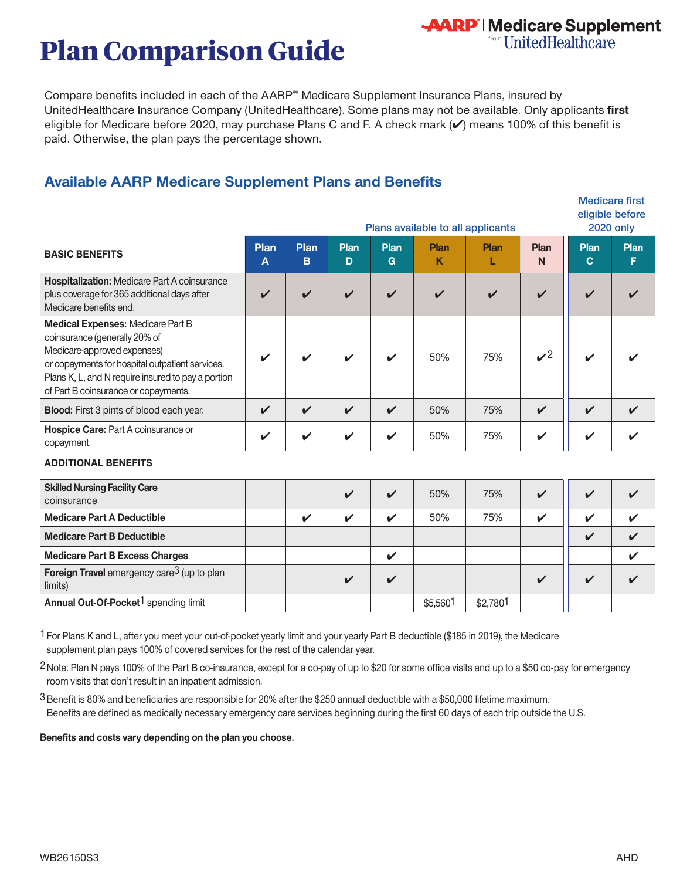# Plan Comparison Guide

AARP Medicare Supplement from UnitedHealthcare

Compare benefits included in each of the AARP® Medicare Supplement Insurance Plans, insured by UnitedHealthcare Insurance Company (UnitedHealthcare). Some plans may not be available. Only applicants **first** eligible for Medicare before 2020, may purchase Plans C and F. A check mark (✔) means 100% of this benefit is paid. Otherwise, the plan pays the percentage shown.

## Available AARP Medicare Supplement Plans and Benefits

| | Plans available to all applicants | | | | | | | Medicare first eligible before 2020 only | |
|---|---|---|---|---|---|---|---|---|---|
| **BASIC BENEFITS** | Plan A | Plan B | Plan D | Plan G | Plan K | Plan L | Plan N | Plan C | Plan F |
| **Hospitalization:** Medicare Part A coinsurance plus coverage for 365 additional days after Medicare benefits end. | ✔ | ✔ | ✔ | ✔ | ✔ | ✔ | ✔ | ✔ | ✔ |
| **Medical Expenses:** Medicare Part B coinsurance (generally 20% of Medicare-approved expenses) or copayments for hospital outpatient services. Plans K, L, and N require insured to pay a portion of Part B coinsurance or copayments. | ✔ | ✔ | ✔ | ✔ | 50% | 75% | ✔[2] | ✔ | ✔ |
| **Blood:** First 3 pints of blood each year. | ✔ | ✔ | ✔ | ✔ | 50% | 75% | ✔ | ✔ | ✔ |
| **Hospice Care:** Part A coinsurance or copayment. | ✔ | ✔ | ✔ | ✔ | 50% | 75% | ✔ | ✔ | ✔ |
| **ADDITIONAL BENEFITS** | | | | | | | | | |
| **Skilled Nursing Facility Care** coinsurance | | | ✔ | ✔ | 50% | 75% | ✔ | ✔ | ✔ |
| **Medicare Part A Deductible** | | ✔ | ✔ | ✔ | 50% | 75% | ✔ | ✔ | ✔ |
| **Medicare Part B Deductible** | | | | | | | | ✔ | ✔ |
| **Medicare Part B Excess Charges** | | | | ✔ | | | | | ✔ |
| **Foreign Travel** emergency care[3] (up to plan limits) | | | ✔ | ✔ | | | ✔ | ✔ | ✔ |
| **Annual Out-Of-Pocket**[1] spending limit | | | | | $5,560[1] | $2,780[1] | | | |

[1] For Plans K and L, after you meet your out-of-pocket yearly limit and your yearly Part B deductible ($185 in 2019), the Medicare supplement plan pays 100% of covered services for the rest of the calendar year.

[2] Note: Plan N pays 100% of the Part B co-insurance, except for a co-pay of up to $20 for some office visits and up to a $50 co-pay for emergency room visits that don't result in an inpatient admission.

[3] Benefit is 80% and beneficiaries are responsible for 20% after the $250 annual deductible with a $50,000 lifetime maximum. Benefits are defined as medically necessary emergency care services beginning during the first 60 days of each trip outside the U.S.

**Benefits and costs vary depending on the plan you choose.**

WB26150S3 AHD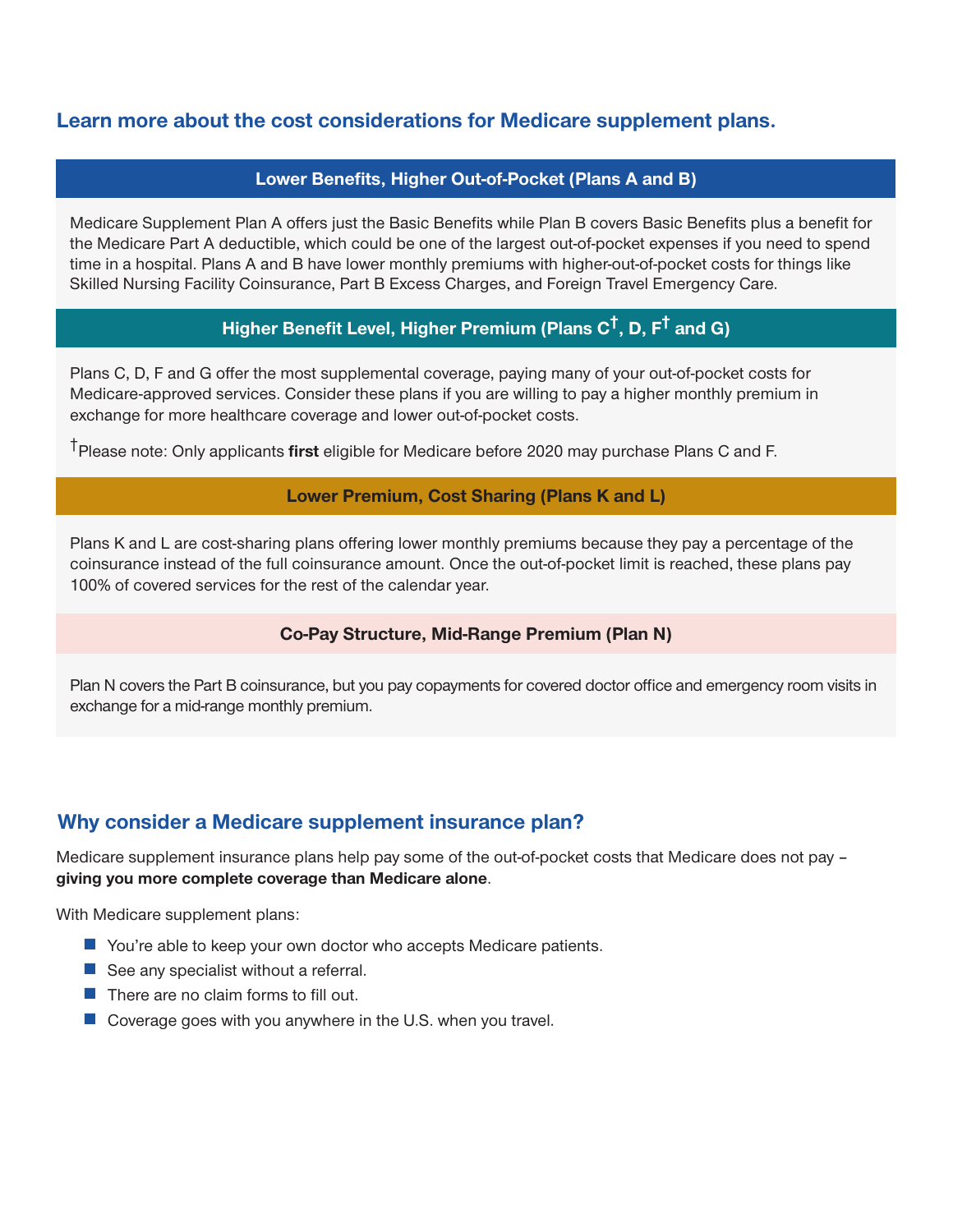## Learn more about the cost considerations for Medicare supplement plans.

### Lower Benefits, Higher Out-of-Pocket (Plans A and B)

Medicare Supplement Plan A offers just the Basic Benefits while Plan B covers Basic Benefits plus a benefit for the Medicare Part A deductible, which could be one of the largest out-of-pocket expenses if you need to spend time in a hospital. Plans A and B have lower monthly premiums with higher-out-of-pocket costs for things like Skilled Nursing Facility Coinsurance, Part B Excess Charges, and Foreign Travel Emergency Care.

### Higher Benefit Level, Higher Premium (Plans C†, D, F† and G)

Plans C, D, F and G offer the most supplemental coverage, paying many of your out-of-pocket costs for Medicare-approved services. Consider these plans if you are willing to pay a higher monthly premium in exchange for more healthcare coverage and lower out-of-pocket costs.

†Please note: Only applicants **first** eligible for Medicare before 2020 may purchase Plans C and F.

### Lower Premium, Cost Sharing (Plans K and L)

Plans K and L are cost-sharing plans offering lower monthly premiums because they pay a percentage of the coinsurance instead of the full coinsurance amount. Once the out-of-pocket limit is reached, these plans pay 100% of covered services for the rest of the calendar year.

### Co-Pay Structure, Mid-Range Premium (Plan N)

Plan N covers the Part B coinsurance, but you pay copayments for covered doctor office and emergency room visits in exchange for a mid-range monthly premium.

## Why consider a Medicare supplement insurance plan?

Medicare supplement insurance plans help pay some of the out-of-pocket costs that Medicare does not pay – **giving you more complete coverage than Medicare alone**.

With Medicare supplement plans:

- You're able to keep your own doctor who accepts Medicare patients.
- See any specialist without a referral.
- There are no claim forms to fill out.
- Coverage goes with you anywhere in the U.S. when you travel.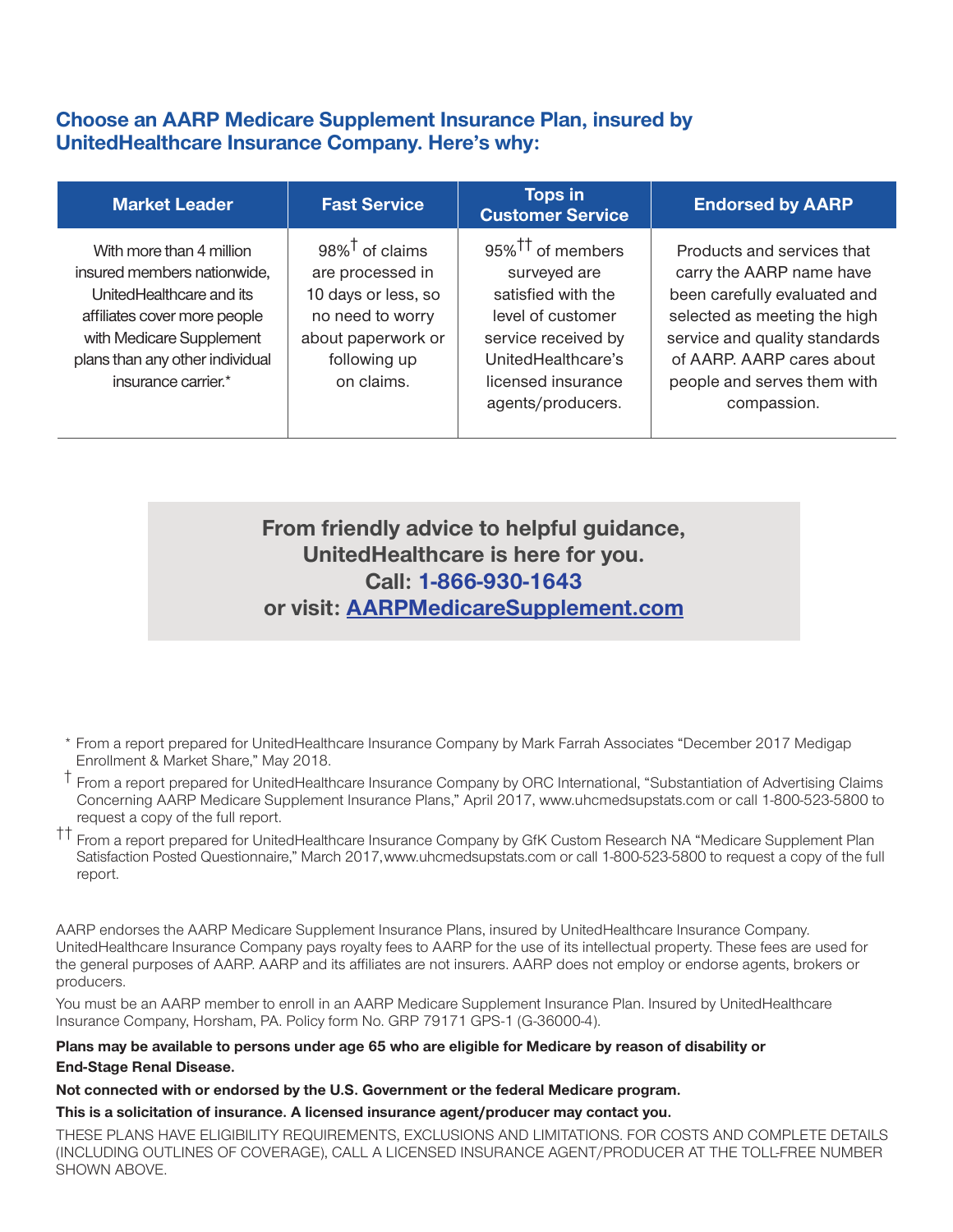## Choose an AARP Medicare Supplement Insurance Plan, insured by UnitedHealthcare Insurance Company. Here's why:

| Market Leader | Fast Service | Tops in Customer Service | Endorsed by AARP |
|---|---|---|---|
| With more than 4 million insured members nationwide, UnitedHealthcare and its affiliates cover more people with Medicare Supplement plans than any other individual insurance carrier.* | 98%† of claims are processed in 10 days or less, so no need to worry about paperwork or following up on claims. | 95%†† of members surveyed are satisfied with the level of customer service received by UnitedHealthcare's licensed insurance agents/producers. | Products and services that carry the AARP name have been carefully evaluated and selected as meeting the high service and quality standards of AARP. AARP cares about people and serves them with compassion. |

**From friendly advice to helpful guidance,**
**UnitedHealthcare is here for you.**
**Call: 1-866-930-1643**
**or visit: AARPMedicareSupplement.com**

\* From a report prepared for UnitedHealthcare Insurance Company by Mark Farrah Associates "December 2017 Medigap Enrollment & Market Share," May 2018.

† From a report prepared for UnitedHealthcare Insurance Company by ORC International, "Substantiation of Advertising Claims Concerning AARP Medicare Supplement Insurance Plans," April 2017, www.uhcmedsupstats.com or call 1-800-523-5800 to request a copy of the full report.

†† From a report prepared for UnitedHealthcare Insurance Company by GfK Custom Research NA "Medicare Supplement Plan Satisfaction Posted Questionnaire," March 2017, www.uhcmedsupstats.com or call 1-800-523-5800 to request a copy of the full report.

AARP endorses the AARP Medicare Supplement Insurance Plans, insured by UnitedHealthcare Insurance Company. UnitedHealthcare Insurance Company pays royalty fees to AARP for the use of its intellectual property. These fees are used for the general purposes of AARP. AARP and its affiliates are not insurers. AARP does not employ or endorse agents, brokers or producers.

You must be an AARP member to enroll in an AARP Medicare Supplement Insurance Plan. Insured by UnitedHealthcare Insurance Company, Horsham, PA. Policy form No. GRP 79171 GPS-1 (G-36000-4).

**Plans may be available to persons under age 65 who are eligible for Medicare by reason of disability or End-Stage Renal Disease.**

**Not connected with or endorsed by the U.S. Government or the federal Medicare program.**

**This is a solicitation of insurance. A licensed insurance agent/producer may contact you.**

THESE PLANS HAVE ELIGIBILITY REQUIREMENTS, EXCLUSIONS AND LIMITATIONS. FOR COSTS AND COMPLETE DETAILS (INCLUDING OUTLINES OF COVERAGE), CALL A LICENSED INSURANCE AGENT/PRODUCER AT THE TOLL-FREE NUMBER SHOWN ABOVE.